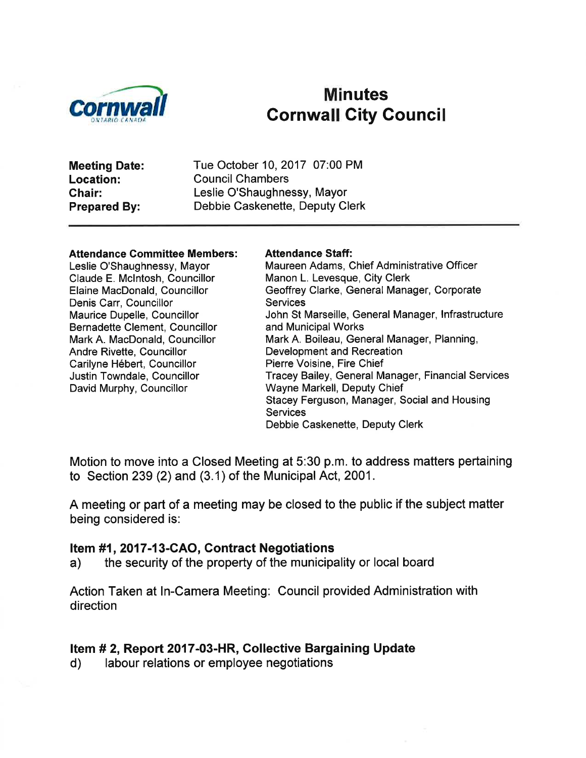# Minutes
# Cornwall City Council

**Meeting Date:** Tue October 10, 2017 07:00 PM
**Location:** Council Chambers
**Chair:** Leslie O'Shaughnessy, Mayor
**Prepared By:** Debbie Caskenette, Deputy Clerk

---

**Attendance Committee Members:**
Leslie O'Shaughnessy, Mayor
Claude E. McIntosh, Councillor
Elaine MacDonald, Councillor
Denis Carr, Councillor
Maurice Dupelle, Councillor
Bernadette Clement, Councillor
Mark A. MacDonald, Councillor
Andre Rivette, Councillor
Carilyne Hébert, Councillor
Justin Towndale, Councillor
David Murphy, Councillor

**Attendance Staff:**
Maureen Adams, Chief Administrative Officer
Manon L. Levesque, City Clerk
Geoffrey Clarke, General Manager, Corporate Services
John St Marseille, General Manager, Infrastructure and Municipal Works
Mark A. Boileau, General Manager, Planning, Development and Recreation
Pierre Voisine, Fire Chief
Tracey Bailey, General Manager, Financial Services
Wayne Markell, Deputy Chief
Stacey Ferguson, Manager, Social and Housing Services
Debbie Caskenette, Deputy Clerk

Motion to move into a Closed Meeting at 5:30 p.m. to address matters pertaining to Section 239 (2) and (3.1) of the Municipal Act, 2001.

A meeting or part of a meeting may be closed to the public if the subject matter being considered is:

### Item #1, 2017-13-CAO, Contract Negotiations

a) the security of the property of the municipality or local board

Action Taken at In-Camera Meeting: Council provided Administration with direction

### Item # 2, Report 2017-03-HR, Collective Bargaining Update

d) labour relations or employee negotiations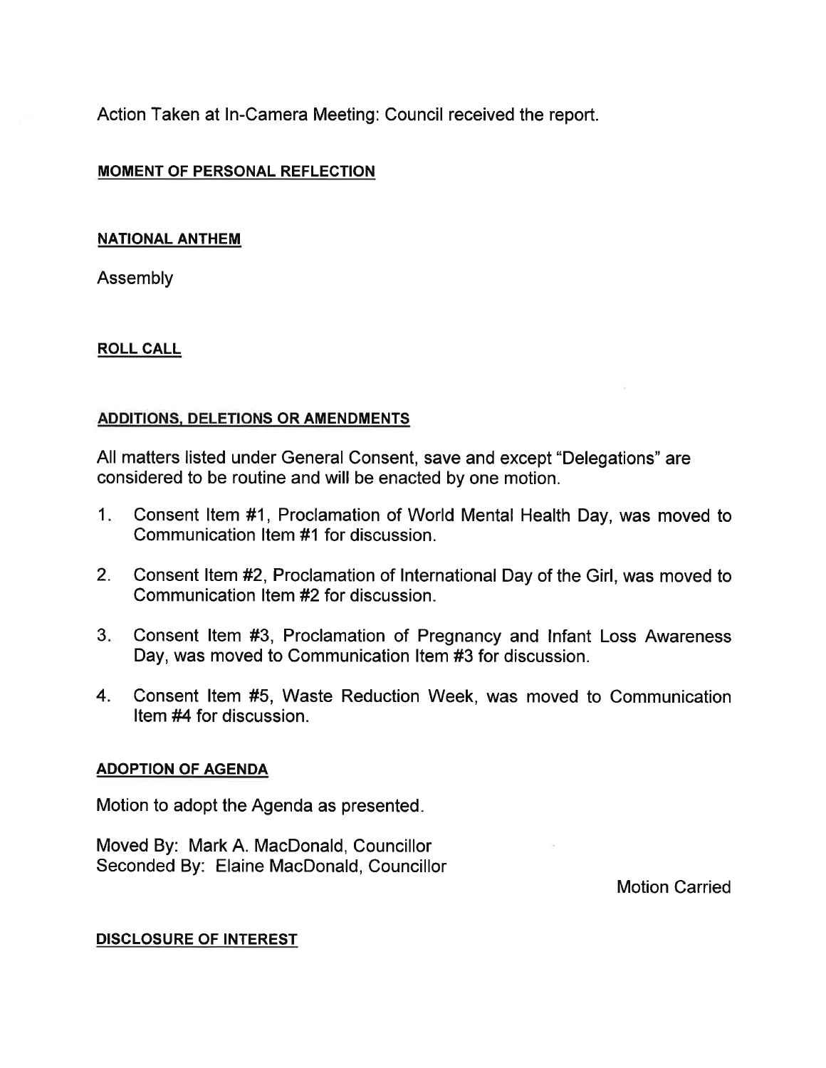Action Taken at In-Camera Meeting: Council received the report.

## MOMENT OF PERSONAL REFLECTION

## NATIONAL ANTHEM

Assembly

## ROLL CALL

## ADDITIONS, DELETIONS OR AMENDMENTS

All matters listed under General Consent, save and except "Delegations" are considered to be routine and will be enacted by one motion.

1. Consent Item #1, Proclamation of World Mental Health Day, was moved to Communication Item #1 for discussion.
2. Consent Item #2, Proclamation of International Day of the Girl, was moved to Communication Item #2 for discussion.
3. Consent Item #3, Proclamation of Pregnancy and Infant Loss Awareness Day, was moved to Communication Item #3 for discussion.
4. Consent Item #5, Waste Reduction Week, was moved to Communication Item #4 for discussion.

## ADOPTION OF AGENDA

Motion to adopt the Agenda as presented.

Moved By: Mark A. MacDonald, Councillor
Seconded By: Elaine MacDonald, Councillor

Motion Carried

## DISCLOSURE OF INTEREST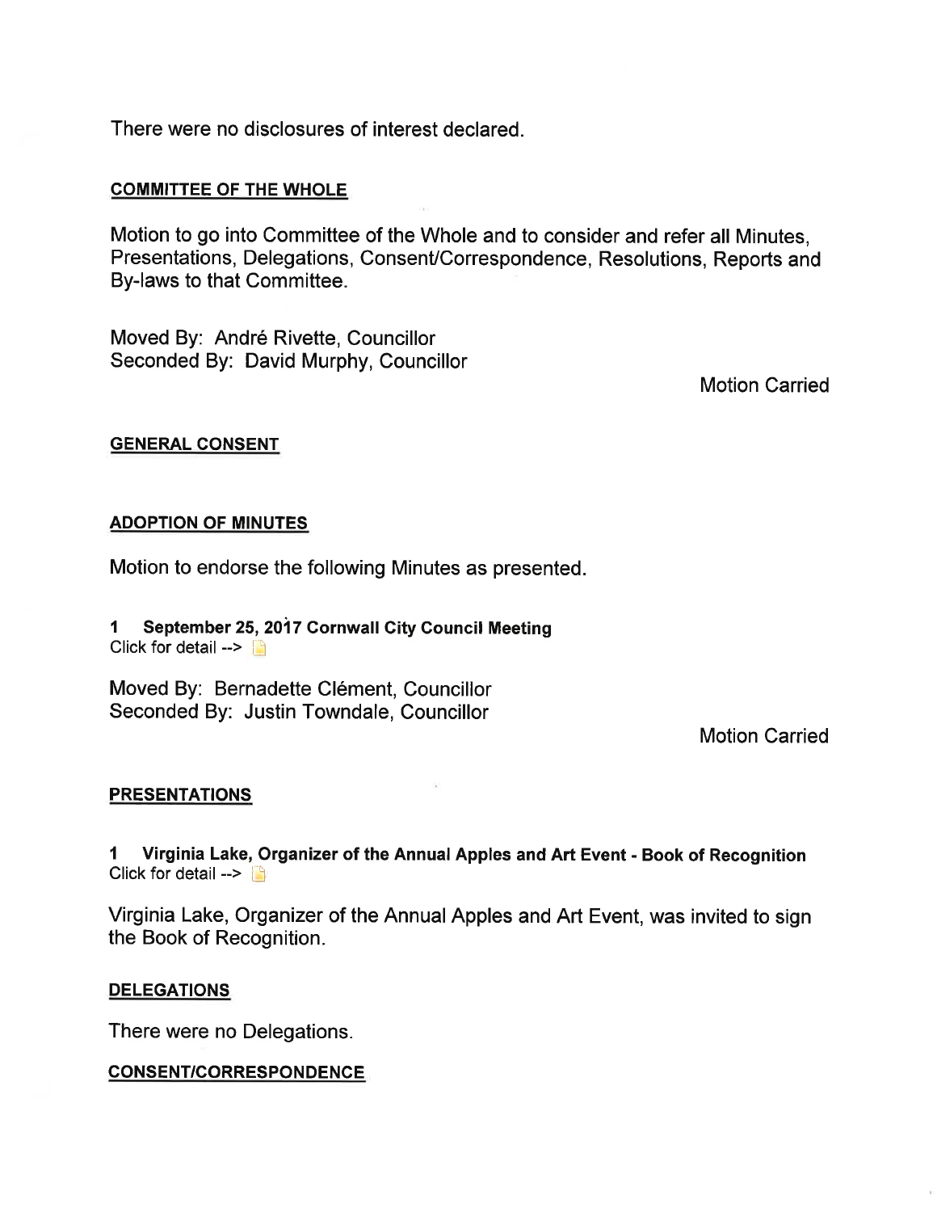There were no disclosures of interest declared.

## COMMITTEE OF THE WHOLE

Motion to go into Committee of the Whole and to consider and refer all Minutes, Presentations, Delegations, Consent/Correspondence, Resolutions, Reports and By-laws to that Committee.

Moved By: André Rivette, Councillor
Seconded By: David Murphy, Councillor

Motion Carried

## GENERAL CONSENT

## ADOPTION OF MINUTES

Motion to endorse the following Minutes as presented.

**1 September 25, 2017 Cornwall City Council Meeting**
Click for detail -->

Moved By: Bernadette Clément, Councillor
Seconded By: Justin Towndale, Councillor

Motion Carried

## PRESENTATIONS

**1 Virginia Lake, Organizer of the Annual Apples and Art Event - Book of Recognition**
Click for detail -->

Virginia Lake, Organizer of the Annual Apples and Art Event, was invited to sign the Book of Recognition.

## DELEGATIONS

There were no Delegations.

## CONSENT/CORRESPONDENCE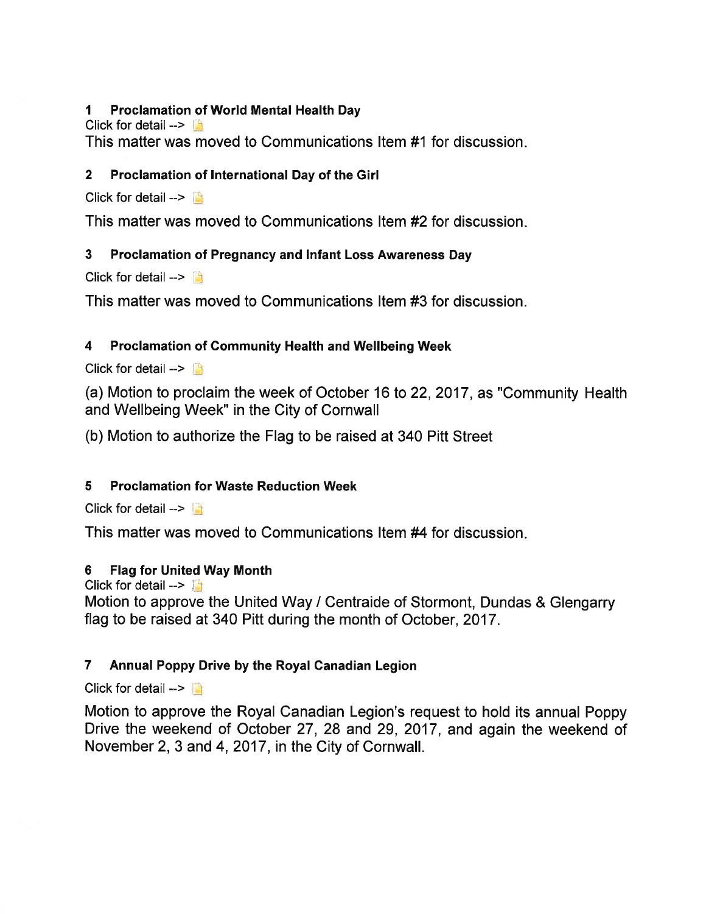**1 Proclamation of World Mental Health Day**

Click for detail -->

This matter was moved to Communications Item #1 for discussion.

**2 Proclamation of International Day of the Girl**

Click for detail -->

This matter was moved to Communications Item #2 for discussion.

**3 Proclamation of Pregnancy and Infant Loss Awareness Day**

Click for detail -->

This matter was moved to Communications Item #3 for discussion.

**4 Proclamation of Community Health and Wellbeing Week**

Click for detail -->

(a) Motion to proclaim the week of October 16 to 22, 2017, as "Community Health and Wellbeing Week" in the City of Cornwall

(b) Motion to authorize the Flag to be raised at 340 Pitt Street

**5 Proclamation for Waste Reduction Week**

Click for detail -->

This matter was moved to Communications Item #4 for discussion.

**6 Flag for United Way Month**

Click for detail -->

Motion to approve the United Way / Centraide of Stormont, Dundas & Glengarry flag to be raised at 340 Pitt during the month of October, 2017.

**7 Annual Poppy Drive by the Royal Canadian Legion**

Click for detail -->

Motion to approve the Royal Canadian Legion's request to hold its annual Poppy Drive the weekend of October 27, 28 and 29, 2017, and again the weekend of November 2, 3 and 4, 2017, in the City of Cornwall.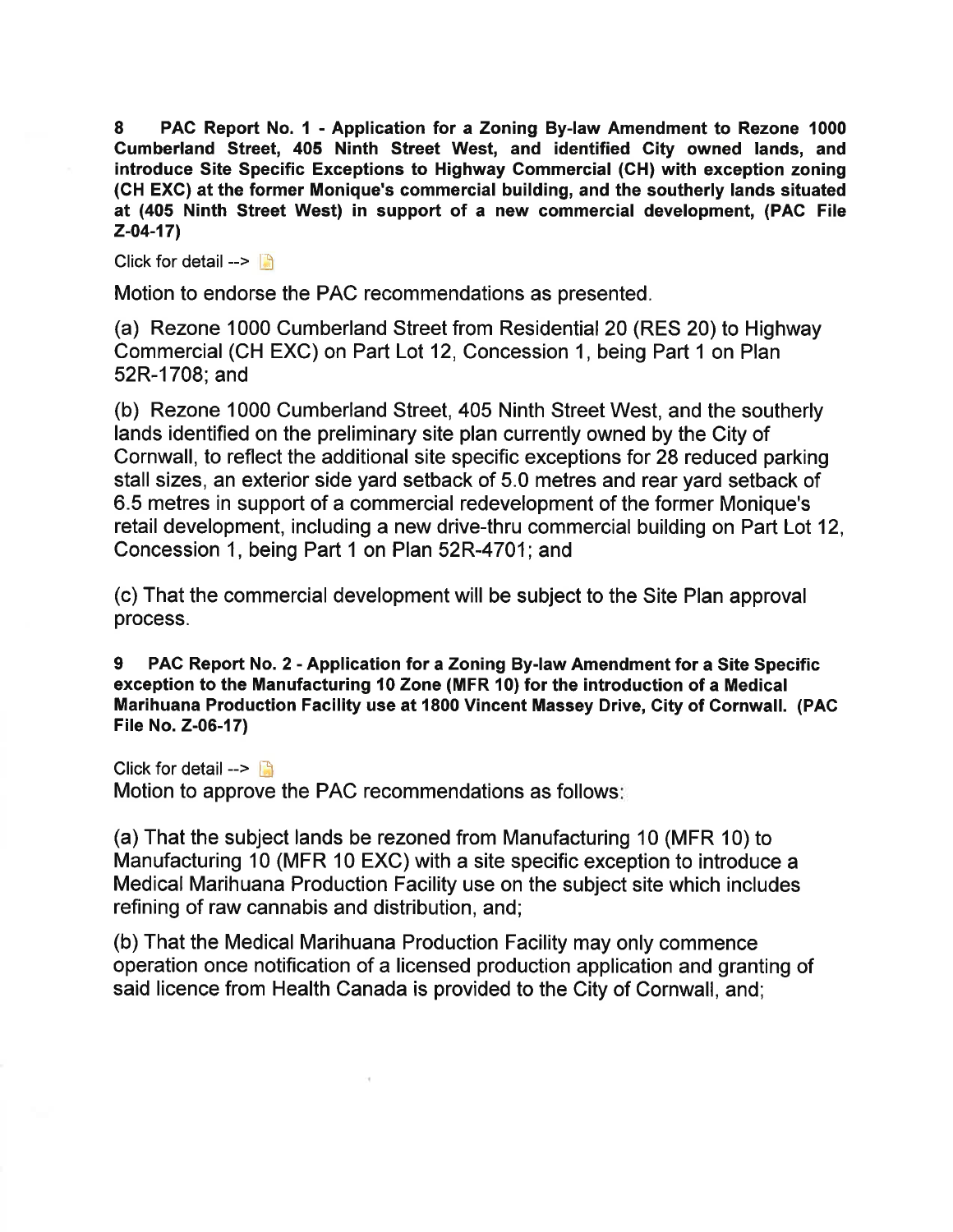**8 PAC Report No. 1 - Application for a Zoning By-law Amendment to Rezone 1000 Cumberland Street, 405 Ninth Street West, and identified City owned lands, and introduce Site Specific Exceptions to Highway Commercial (CH) with exception zoning (CH EXC) at the former Monique's commercial building, and the southerly lands situated at (405 Ninth Street West) in support of a new commercial development, (PAC File Z-04-17)**

Click for detail -->

Motion to endorse the PAC recommendations as presented.

(a) Rezone 1000 Cumberland Street from Residential 20 (RES 20) to Highway Commercial (CH EXC) on Part Lot 12, Concession 1, being Part 1 on Plan 52R-1708; and

(b) Rezone 1000 Cumberland Street, 405 Ninth Street West, and the southerly lands identified on the preliminary site plan currently owned by the City of Cornwall, to reflect the additional site specific exceptions for 28 reduced parking stall sizes, an exterior side yard setback of 5.0 metres and rear yard setback of 6.5 metres in support of a commercial redevelopment of the former Monique's retail development, including a new drive-thru commercial building on Part Lot 12, Concession 1, being Part 1 on Plan 52R-4701; and

(c) That the commercial development will be subject to the Site Plan approval process.

**9 PAC Report No. 2 - Application for a Zoning By-law Amendment for a Site Specific exception to the Manufacturing 10 Zone (MFR 10) for the introduction of a Medical Marihuana Production Facility use at 1800 Vincent Massey Drive, City of Cornwall. (PAC File No. Z-06-17)**

Click for detail -->

Motion to approve the PAC recommendations as follows:

(a) That the subject lands be rezoned from Manufacturing 10 (MFR 10) to Manufacturing 10 (MFR 10 EXC) with a site specific exception to introduce a Medical Marihuana Production Facility use on the subject site which includes refining of raw cannabis and distribution, and;

(b) That the Medical Marihuana Production Facility may only commence operation once notification of a licensed production application and granting of said licence from Health Canada is provided to the City of Cornwall, and;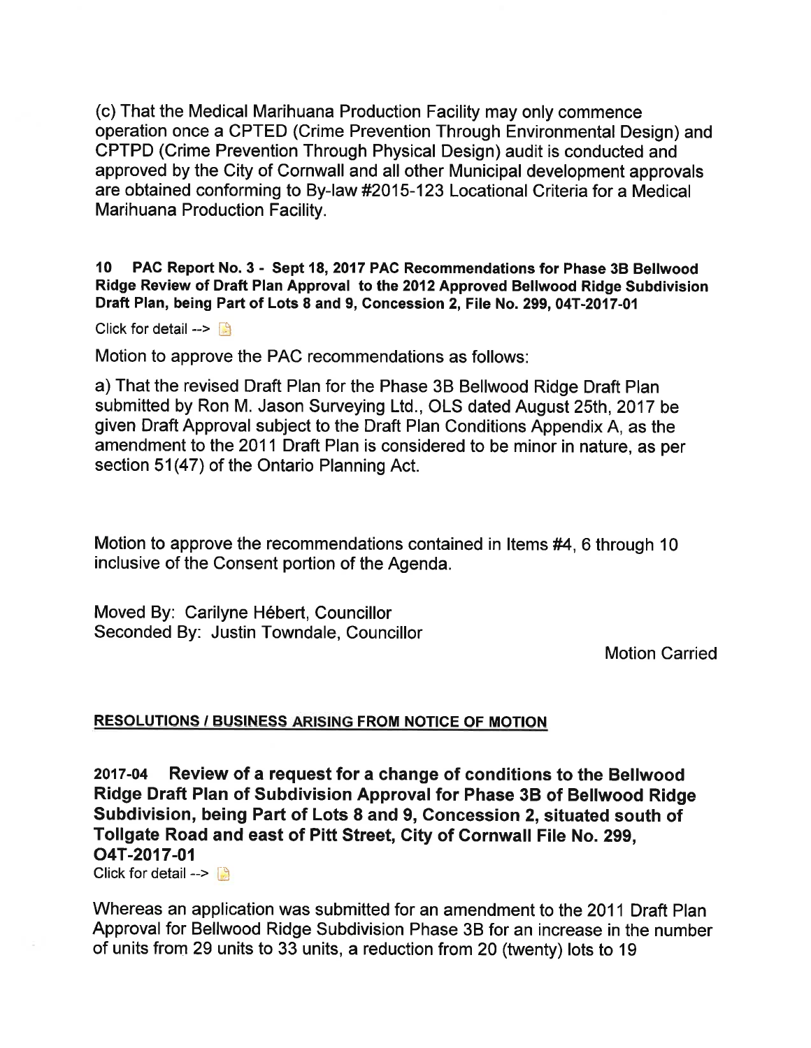(c) That the Medical Marihuana Production Facility may only commence operation once a CPTED (Crime Prevention Through Environmental Design) and CPTPD (Crime Prevention Through Physical Design) audit is conducted and approved by the City of Cornwall and all other Municipal development approvals are obtained conforming to By-law #2015-123 Locational Criteria for a Medical Marihuana Production Facility.

**10 PAC Report No. 3 - Sept 18, 2017 PAC Recommendations for Phase 3B Bellwood Ridge Review of Draft Plan Approval to the 2012 Approved Bellwood Ridge Subdivision Draft Plan, being Part of Lots 8 and 9, Concession 2, File No. 299, 04T-2017-01**

Click for detail -->

Motion to approve the PAC recommendations as follows:

a) That the revised Draft Plan for the Phase 3B Bellwood Ridge Draft Plan submitted by Ron M. Jason Surveying Ltd., OLS dated August 25th, 2017 be given Draft Approval subject to the Draft Plan Conditions Appendix A, as the amendment to the 2011 Draft Plan is considered to be minor in nature, as per section 51(47) of the Ontario Planning Act.

Motion to approve the recommendations contained in Items #4, 6 through 10 inclusive of the Consent portion of the Agenda.

Moved By: Carilyne Hébert, Councillor
Seconded By: Justin Towndale, Councillor

Motion Carried

## RESOLUTIONS / BUSINESS ARISING FROM NOTICE OF MOTION

### 2017-04 Review of a request for a change of conditions to the Bellwood Ridge Draft Plan of Subdivision Approval for Phase 3B of Bellwood Ridge Subdivision, being Part of Lots 8 and 9, Concession 2, situated south of Tollgate Road and east of Pitt Street, City of Cornwall File No. 299, O4T-2017-01

Click for detail -->

Whereas an application was submitted for an amendment to the 2011 Draft Plan Approval for Bellwood Ridge Subdivision Phase 3B for an increase in the number of units from 29 units to 33 units, a reduction from 20 (twenty) lots to 19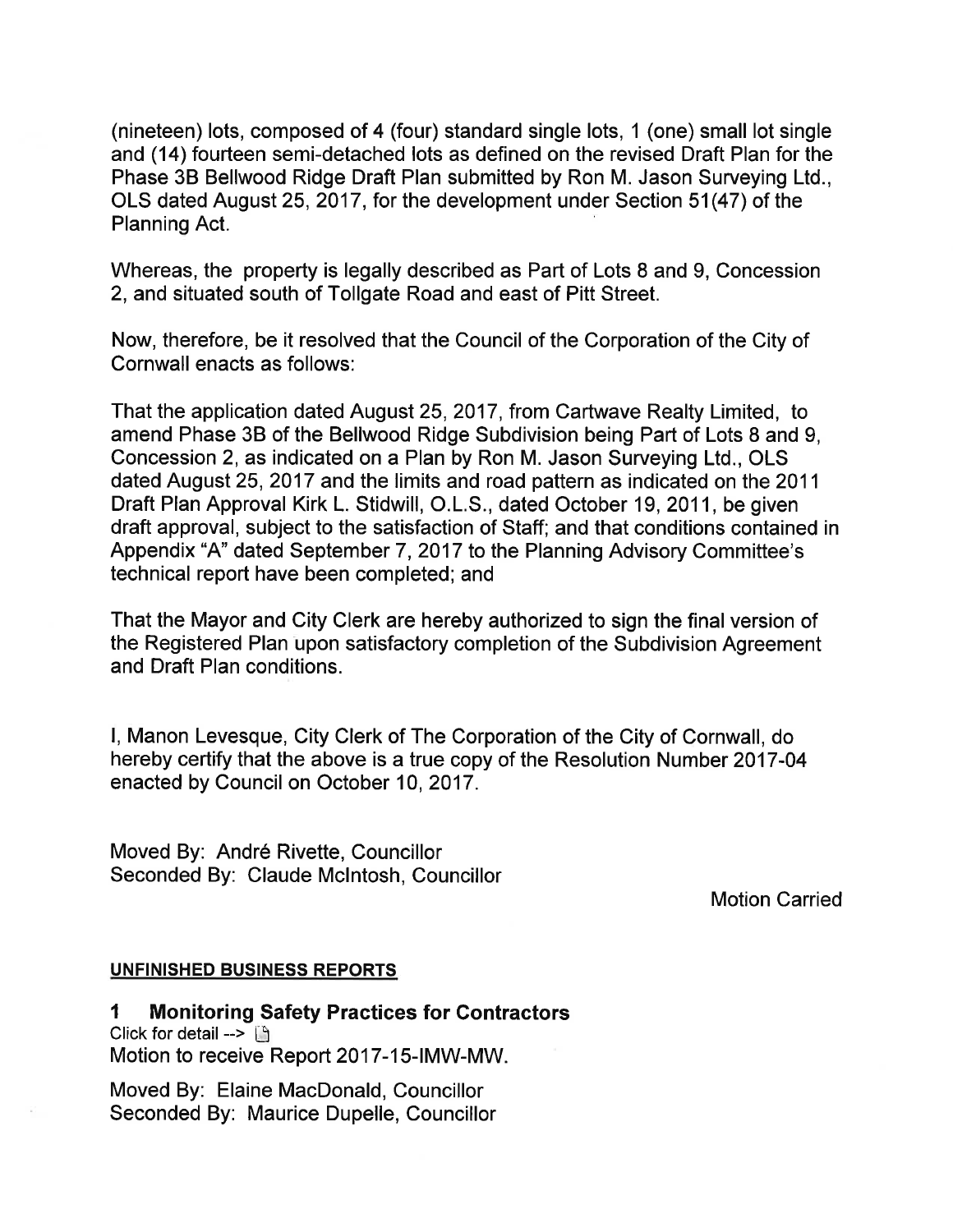(nineteen) lots, composed of 4 (four) standard single lots, 1 (one) small lot single and (14) fourteen semi-detached lots as defined on the revised Draft Plan for the Phase 3B Bellwood Ridge Draft Plan submitted by Ron M. Jason Surveying Ltd., OLS dated August 25, 2017, for the development under Section 51(47) of the Planning Act.

Whereas, the property is legally described as Part of Lots 8 and 9, Concession 2, and situated south of Tollgate Road and east of Pitt Street.

Now, therefore, be it resolved that the Council of the Corporation of the City of Cornwall enacts as follows:

That the application dated August 25, 2017, from Cartwave Realty Limited, to amend Phase 3B of the Bellwood Ridge Subdivision being Part of Lots 8 and 9, Concession 2, as indicated on a Plan by Ron M. Jason Surveying Ltd., OLS dated August 25, 2017 and the limits and road pattern as indicated on the 2011 Draft Plan Approval Kirk L. Stidwill, O.L.S., dated October 19, 2011, be given draft approval, subject to the satisfaction of Staff; and that conditions contained in Appendix "A" dated September 7, 2017 to the Planning Advisory Committee's technical report have been completed; and

That the Mayor and City Clerk are hereby authorized to sign the final version of the Registered Plan upon satisfactory completion of the Subdivision Agreement and Draft Plan conditions.

I, Manon Levesque, City Clerk of The Corporation of the City of Cornwall, do hereby certify that the above is a true copy of the Resolution Number 2017-04 enacted by Council on October 10, 2017.

Moved By: André Rivette, Councillor
Seconded By: Claude McIntosh, Councillor

Motion Carried

## UNFINISHED BUSINESS REPORTS

### 1 Monitoring Safety Practices for Contractors

Click for detail -->

Motion to receive Report 2017-15-IMW-MW.

Moved By: Elaine MacDonald, Councillor
Seconded By: Maurice Dupelle, Councillor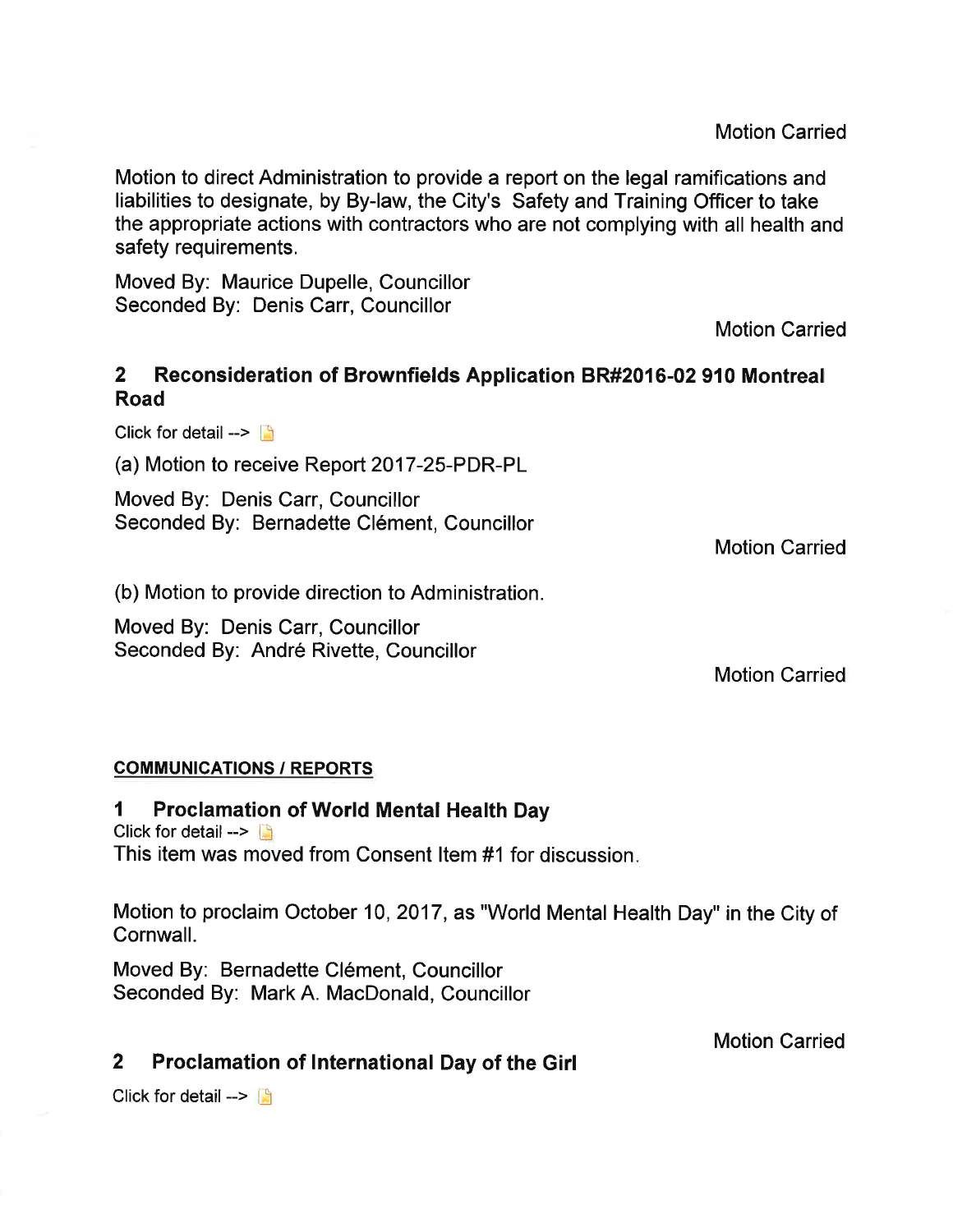Motion Carried

Motion to direct Administration to provide a report on the legal ramifications and liabilities to designate, by By-law, the City's Safety and Training Officer to take the appropriate actions with contractors who are not complying with all health and safety requirements.

Moved By: Maurice Dupelle, Councillor
Seconded By: Denis Carr, Councillor

Motion Carried

## 2 Reconsideration of Brownfields Application BR#2016-02 910 Montreal Road

Click for detail -->

(a) Motion to receive Report 2017-25-PDR-PL

Moved By: Denis Carr, Councillor
Seconded By: Bernadette Clément, Councillor

Motion Carried

(b) Motion to provide direction to Administration.

Moved By: Denis Carr, Councillor
Seconded By: André Rivette, Councillor

Motion Carried

**COMMUNICATIONS / REPORTS**

## 1 Proclamation of World Mental Health Day

Click for detail -->

This item was moved from Consent Item #1 for discussion.

Motion to proclaim October 10, 2017, as "World Mental Health Day" in the City of Cornwall.

Moved By: Bernadette Clément, Councillor
Seconded By: Mark A. MacDonald, Councillor

Motion Carried

## 2 Proclamation of International Day of the Girl

Click for detail -->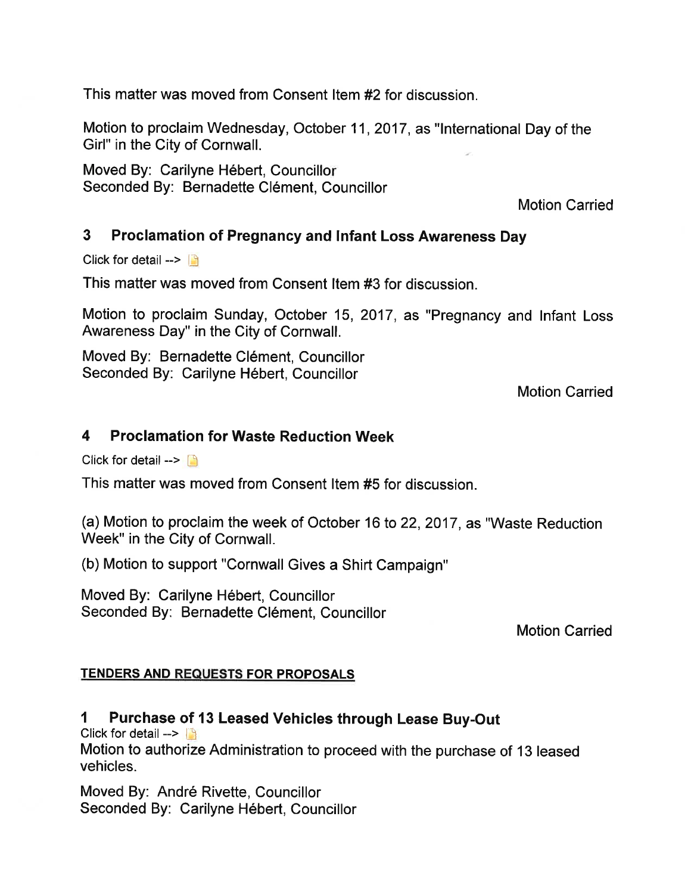This matter was moved from Consent Item #2 for discussion.

Motion to proclaim Wednesday, October 11, 2017, as "International Day of the Girl" in the City of Cornwall.

Moved By: Carilyne Hébert, Councillor
Seconded By: Bernadette Clément, Councillor

Motion Carried

## 3 Proclamation of Pregnancy and Infant Loss Awareness Day

Click for detail -->

This matter was moved from Consent Item #3 for discussion.

Motion to proclaim Sunday, October 15, 2017, as "Pregnancy and Infant Loss Awareness Day" in the City of Cornwall.

Moved By: Bernadette Clément, Councillor
Seconded By: Carilyne Hébert, Councillor

Motion Carried

## 4 Proclamation for Waste Reduction Week

Click for detail -->

This matter was moved from Consent Item #5 for discussion.

(a) Motion to proclaim the week of October 16 to 22, 2017, as "Waste Reduction Week" in the City of Cornwall.

(b) Motion to support "Cornwall Gives a Shirt Campaign"

Moved By: Carilyne Hébert, Councillor
Seconded By: Bernadette Clément, Councillor

Motion Carried

**TENDERS AND REQUESTS FOR PROPOSALS**

## 1 Purchase of 13 Leased Vehicles through Lease Buy-Out

Click for detail -->

Motion to authorize Administration to proceed with the purchase of 13 leased vehicles.

Moved By: André Rivette, Councillor
Seconded By: Carilyne Hébert, Councillor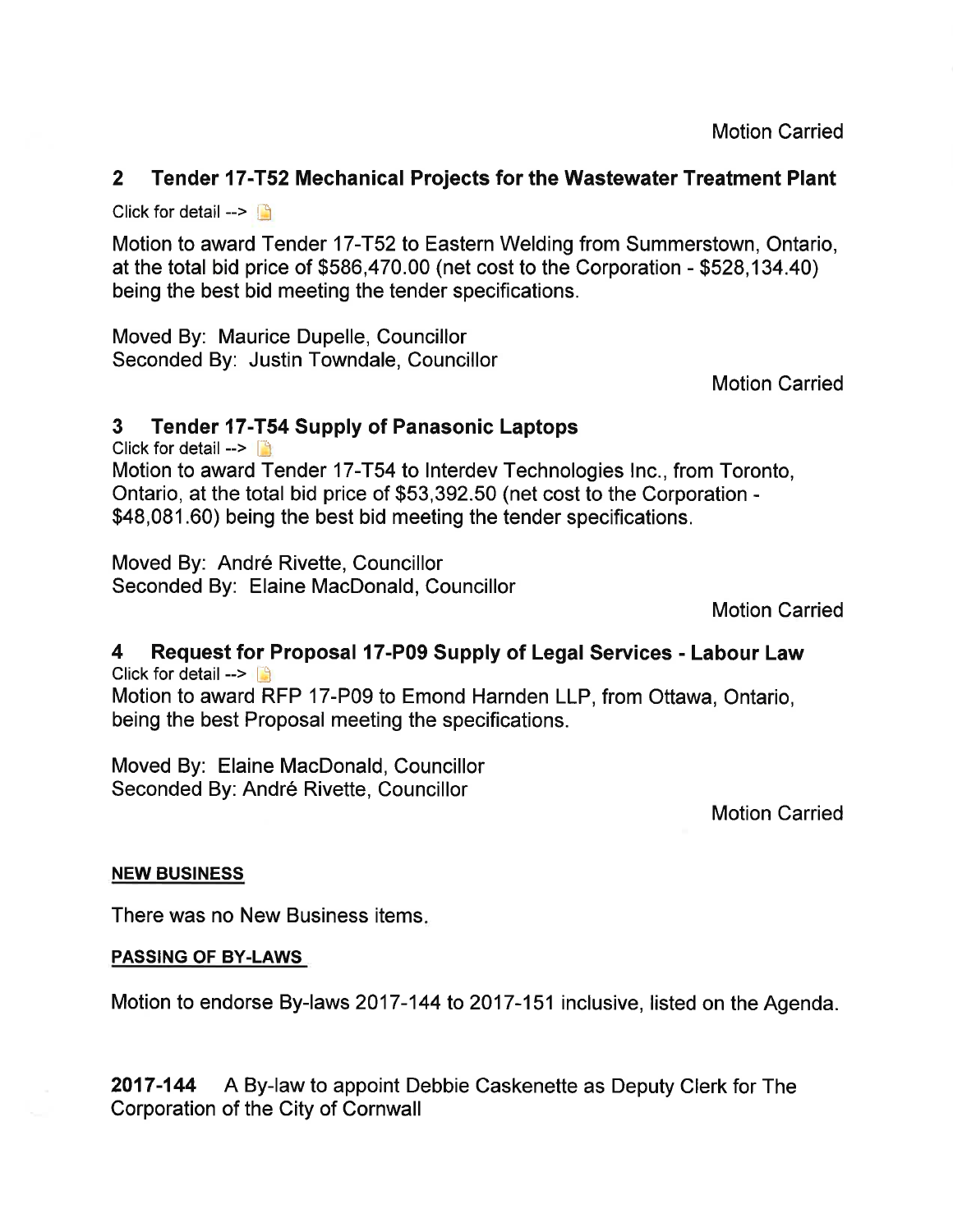Motion Carried

## 2 Tender 17-T52 Mechanical Projects for the Wastewater Treatment Plant

Click for detail -->

Motion to award Tender 17-T52 to Eastern Welding from Summerstown, Ontario, at the total bid price of $586,470.00 (net cost to the Corporation - $528,134.40) being the best bid meeting the tender specifications.

Moved By: Maurice Dupelle, Councillor
Seconded By: Justin Towndale, Councillor

Motion Carried

## 3 Tender 17-T54 Supply of Panasonic Laptops

Click for detail -->

Motion to award Tender 17-T54 to Interdev Technologies Inc., from Toronto, Ontario, at the total bid price of $53,392.50 (net cost to the Corporation - $48,081.60) being the best bid meeting the tender specifications.

Moved By: André Rivette, Councillor
Seconded By: Elaine MacDonald, Councillor

Motion Carried

## 4 Request for Proposal 17-P09 Supply of Legal Services - Labour Law

Click for detail -->

Motion to award RFP 17-P09 to Emond Harnden LLP, from Ottawa, Ontario, being the best Proposal meeting the specifications.

Moved By: Elaine MacDonald, Councillor
Seconded By: André Rivette, Councillor

Motion Carried

**NEW BUSINESS**

There was no New Business items.

**PASSING OF BY-LAWS**

Motion to endorse By-laws 2017-144 to 2017-151 inclusive, listed on the Agenda.

**2017-144** A By-law to appoint Debbie Caskenette as Deputy Clerk for The Corporation of the City of Cornwall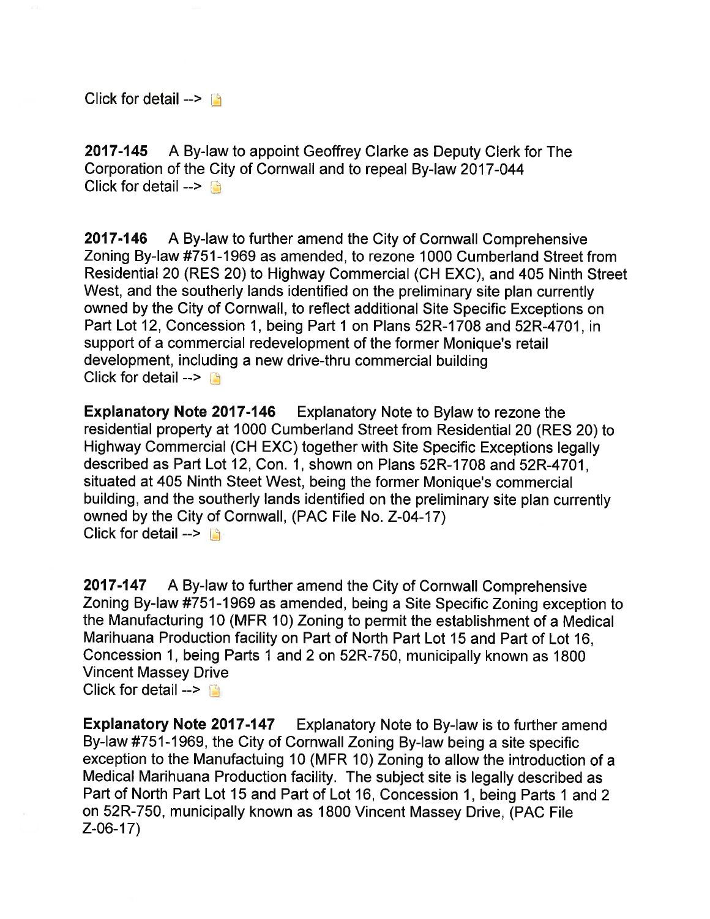Click for detail -->

**2017-145** A By-law to appoint Geoffrey Clarke as Deputy Clerk for The Corporation of the City of Cornwall and to repeal By-law 2017-044
Click for detail -->

**2017-146** A By-law to further amend the City of Cornwall Comprehensive Zoning By-law #751-1969 as amended, to rezone 1000 Cumberland Street from Residential 20 (RES 20) to Highway Commercial (CH EXC), and 405 Ninth Street West, and the southerly lands identified on the preliminary site plan currently owned by the City of Cornwall, to reflect additional Site Specific Exceptions on Part Lot 12, Concession 1, being Part 1 on Plans 52R-1708 and 52R-4701, in support of a commercial redevelopment of the former Monique's retail development, including a new drive-thru commercial building
Click for detail -->

**Explanatory Note 2017-146** Explanatory Note to Bylaw to rezone the residential property at 1000 Cumberland Street from Residential 20 (RES 20) to Highway Commercial (CH EXC) together with Site Specific Exceptions legally described as Part Lot 12, Con. 1, shown on Plans 52R-1708 and 52R-4701, situated at 405 Ninth Steet West, being the former Monique's commercial building, and the southerly lands identified on the preliminary site plan currently owned by the City of Cornwall, (PAC File No. Z-04-17)
Click for detail -->

**2017-147** A By-law to further amend the City of Cornwall Comprehensive Zoning By-law #751-1969 as amended, being a Site Specific Zoning exception to the Manufacturing 10 (MFR 10) Zoning to permit the establishment of a Medical Marihuana Production facility on Part of North Part Lot 15 and Part of Lot 16, Concession 1, being Parts 1 and 2 on 52R-750, municipally known as 1800 Vincent Massey Drive
Click for detail -->

**Explanatory Note 2017-147** Explanatory Note to By-law is to further amend By-law #751-1969, the City of Cornwall Zoning By-law being a site specific exception to the Manufactuing 10 (MFR 10) Zoning to allow the introduction of a Medical Marihuana Production facility. The subject site is legally described as Part of North Part Lot 15 and Part of Lot 16, Concession 1, being Parts 1 and 2 on 52R-750, municipally known as 1800 Vincent Massey Drive, (PAC File Z-06-17)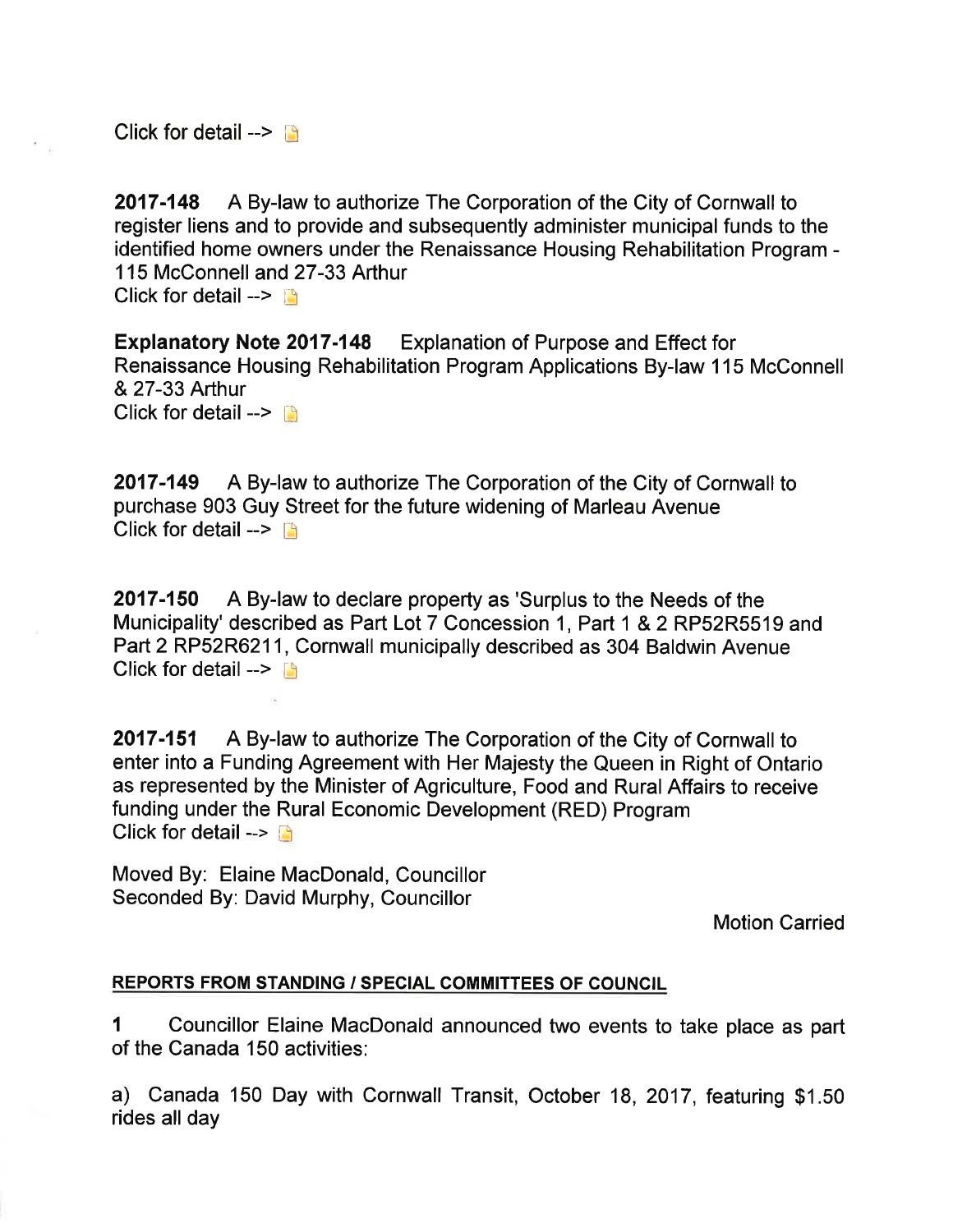Click for detail -->

**2017-148** A By-law to authorize The Corporation of the City of Cornwall to register liens and to provide and subsequently administer municipal funds to the identified home owners under the Renaissance Housing Rehabilitation Program - 115 McConnell and 27-33 Arthur
Click for detail -->

**Explanatory Note 2017-148** Explanation of Purpose and Effect for Renaissance Housing Rehabilitation Program Applications By-law 115 McConnell & 27-33 Arthur
Click for detail -->

**2017-149** A By-law to authorize The Corporation of the City of Cornwall to purchase 903 Guy Street for the future widening of Marleau Avenue
Click for detail -->

**2017-150** A By-law to declare property as 'Surplus to the Needs of the Municipality' described as Part Lot 7 Concession 1, Part 1 & 2 RP52R5519 and Part 2 RP52R6211, Cornwall municipally described as 304 Baldwin Avenue
Click for detail -->

**2017-151** A By-law to authorize The Corporation of the City of Cornwall to enter into a Funding Agreement with Her Majesty the Queen in Right of Ontario as represented by the Minister of Agriculture, Food and Rural Affairs to receive funding under the Rural Economic Development (RED) Program
Click for detail -->

Moved By: Elaine MacDonald, Councillor
Seconded By: David Murphy, Councillor

Motion Carried

## REPORTS FROM STANDING / SPECIAL COMMITTEES OF COUNCIL

1 Councillor Elaine MacDonald announced two events to take place as part of the Canada 150 activities:

a) Canada 150 Day with Cornwall Transit, October 18, 2017, featuring $1.50 rides all day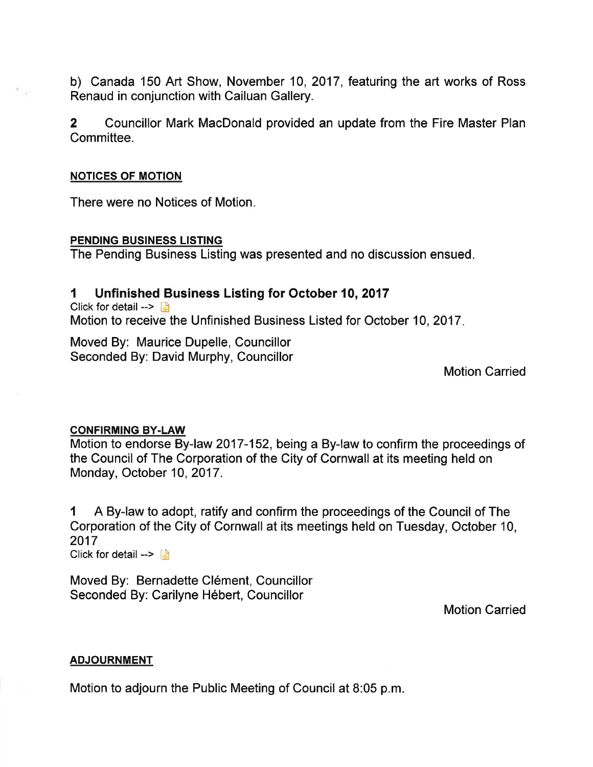b) Canada 150 Art Show, November 10, 2017, featuring the art works of Ross Renaud in conjunction with Cailuan Gallery.

**2** Councillor Mark MacDonald provided an update from the Fire Master Plan Committee.

**NOTICES OF MOTION**

There were no Notices of Motion.

**PENDING BUSINESS LISTING**

The Pending Business Listing was presented and no discussion ensued.

### 1 Unfinished Business Listing for October 10, 2017

Click for detail -->

Motion to receive the Unfinished Business Listed for October 10, 2017.

Moved By: Maurice Dupelle, Councillor
Seconded By: David Murphy, Councillor

Motion Carried

**CONFIRMING BY-LAW**

Motion to endorse By-law 2017-152, being a By-law to confirm the proceedings of the Council of The Corporation of the City of Cornwall at its meeting held on Monday, October 10, 2017.

1 A By-law to adopt, ratify and confirm the proceedings of the Council of The Corporation of the City of Cornwall at its meetings held on Tuesday, October 10, 2017

Click for detail -->

Moved By: Bernadette Clément, Councillor
Seconded By: Carilyne Hébert, Councillor

Motion Carried

**ADJOURNMENT**

Motion to adjourn the Public Meeting of Council at 8:05 p.m.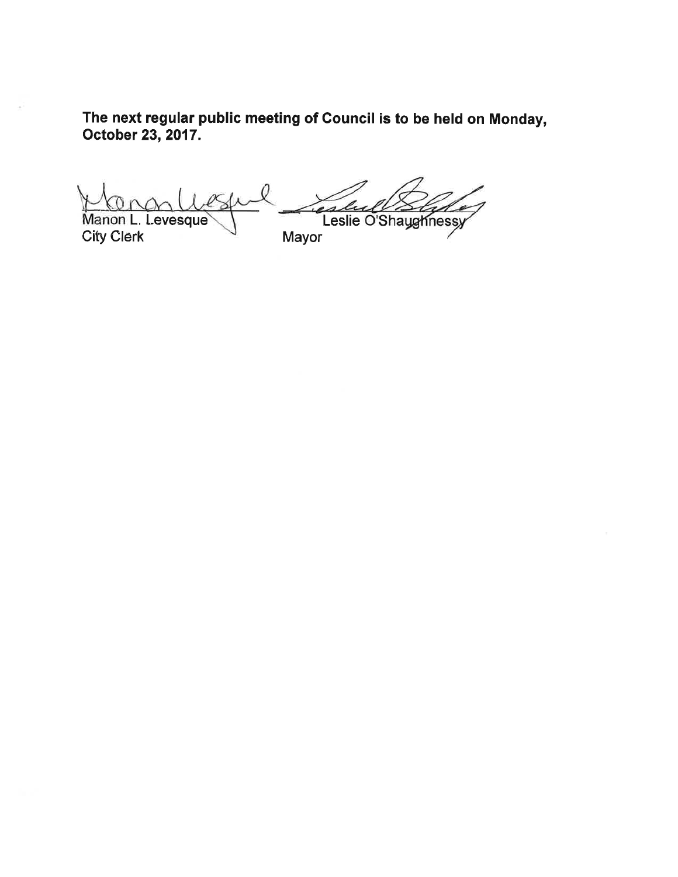**The next regular public meeting of Council is to be held on Monday, October 23, 2017.**

Manon L. Levesque
City Clerk

Leslie O'Shaughnessy
Mayor